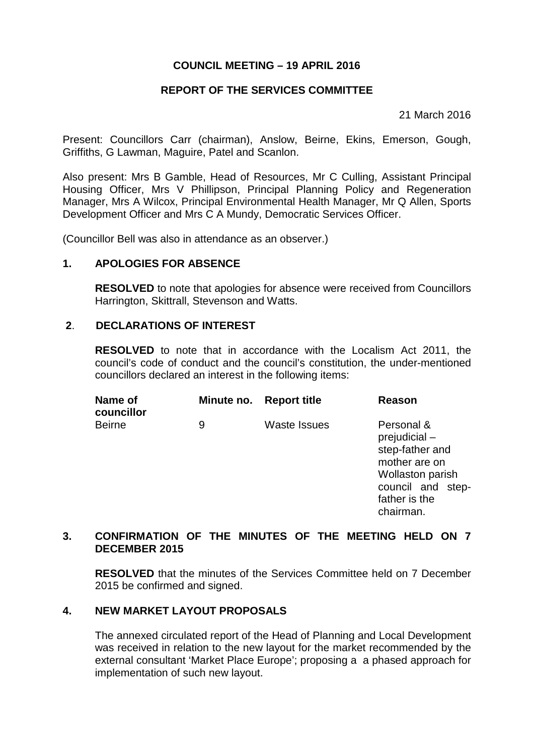# COUNCIL MEETING – 19 APRIL 2016

## REPORT OF THE SERVICES COMMITTEE

21 March 2016

Present: Councillors Carr (chairman), Anslow, Beirne, Ekins, Emerson, Gough, Griffiths, G Lawman, Maguire, Patel and Scanlon.

Also present: Mrs B Gamble, Head of Resources, Mr C Culling, Assistant Principal Housing Officer, Mrs V Phillipson, Principal Planning Policy and Regeneration Manager, Mrs A Wilcox, Principal Environmental Health Manager, Mr Q Allen, Sports Development Officer and Mrs C A Mundy, Democratic Services Officer.

(Councillor Bell was also in attendance as an observer.)

### 1. APOLOGIES FOR ABSENCE

**RESOLVED** to note that apologies for absence were received from Councillors Harrington, Skittrall, Stevenson and Watts.

### 2. DECLARATIONS OF INTEREST

**RESOLVED** to note that in accordance with the Localism Act 2011, the council's code of conduct and the council's constitution, the under-mentioned councillors declared an interest in the following items:

| Name of councillor | Minute no. | Report title | Reason |
|---|---|---|---|
| Beirne | 9 | Waste Issues | Personal & prejudicial – step-father and mother are on Wollaston parish council and step-father is the chairman. |

### 3. CONFIRMATION OF THE MINUTES OF THE MEETING HELD ON 7 DECEMBER 2015

**RESOLVED** that the minutes of the Services Committee held on 7 December 2015 be confirmed and signed.

### 4. NEW MARKET LAYOUT PROPOSALS

The annexed circulated report of the Head of Planning and Local Development was received in relation to the new layout for the market recommended by the external consultant 'Market Place Europe'; proposing a a phased approach for implementation of such new layout.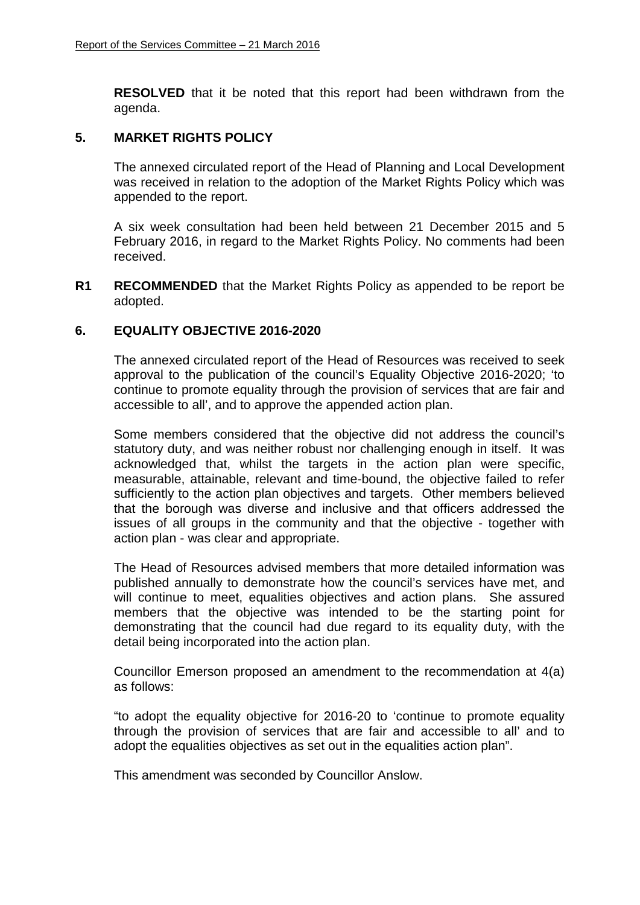**RESOLVED** that it be noted that this report had been withdrawn from the agenda.

## 5. MARKET RIGHTS POLICY

The annexed circulated report of the Head of Planning and Local Development was received in relation to the adoption of the Market Rights Policy which was appended to the report.

A six week consultation had been held between 21 December 2015 and 5 February 2016, in regard to the Market Rights Policy. No comments had been received.

**R1 RECOMMENDED** that the Market Rights Policy as appended to be report be adopted.

## 6. EQUALITY OBJECTIVE 2016-2020

The annexed circulated report of the Head of Resources was received to seek approval to the publication of the council's Equality Objective 2016-2020; 'to continue to promote equality through the provision of services that are fair and accessible to all', and to approve the appended action plan.

Some members considered that the objective did not address the council's statutory duty, and was neither robust nor challenging enough in itself. It was acknowledged that, whilst the targets in the action plan were specific, measurable, attainable, relevant and time-bound, the objective failed to refer sufficiently to the action plan objectives and targets. Other members believed that the borough was diverse and inclusive and that officers addressed the issues of all groups in the community and that the objective - together with action plan - was clear and appropriate.

The Head of Resources advised members that more detailed information was published annually to demonstrate how the council's services have met, and will continue to meet, equalities objectives and action plans. She assured members that the objective was intended to be the starting point for demonstrating that the council had due regard to its equality duty, with the detail being incorporated into the action plan.

Councillor Emerson proposed an amendment to the recommendation at 4(a) as follows:

"to adopt the equality objective for 2016-20 to 'continue to promote equality through the provision of services that are fair and accessible to all' and to adopt the equalities objectives as set out in the equalities action plan".

This amendment was seconded by Councillor Anslow.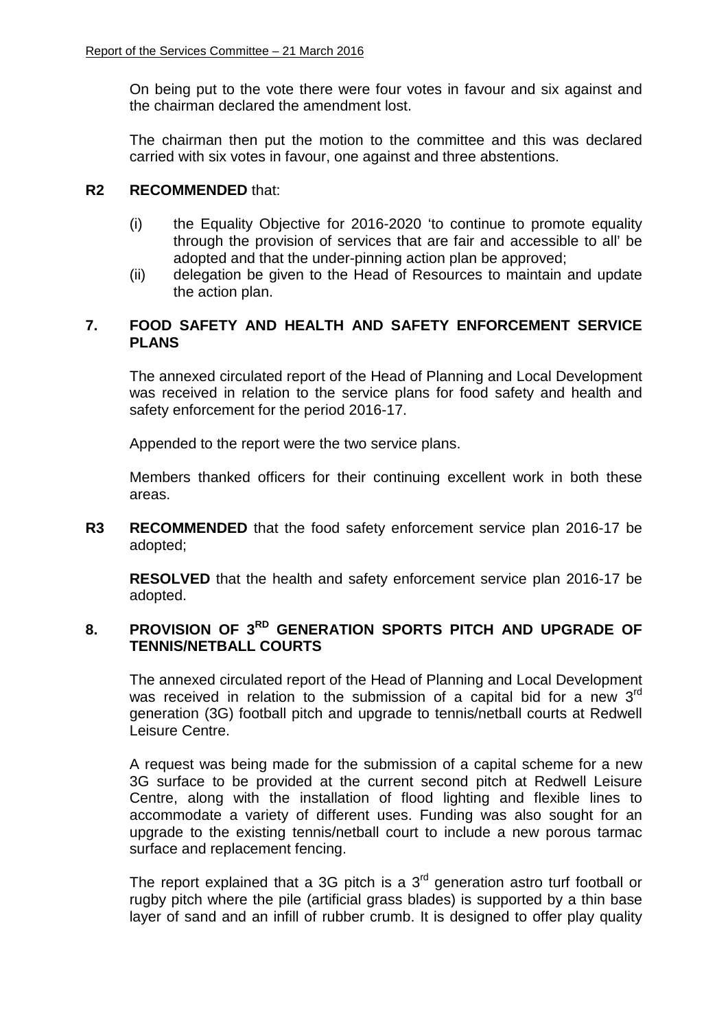On being put to the vote there were four votes in favour and six against and the chairman declared the amendment lost.

The chairman then put the motion to the committee and this was declared carried with six votes in favour, one against and three abstentions.

**R2 RECOMMENDED** that:

(i) the Equality Objective for 2016-2020 'to continue to promote equality through the provision of services that are fair and accessible to all' be adopted and that the under-pinning action plan be approved;

(ii) delegation be given to the Head of Resources to maintain and update the action plan.

## 7. FOOD SAFETY AND HEALTH AND SAFETY ENFORCEMENT SERVICE PLANS

The annexed circulated report of the Head of Planning and Local Development was received in relation to the service plans for food safety and health and safety enforcement for the period 2016-17.

Appended to the report were the two service plans.

Members thanked officers for their continuing excellent work in both these areas.

**R3 RECOMMENDED** that the food safety enforcement service plan 2016-17 be adopted;

**RESOLVED** that the health and safety enforcement service plan 2016-17 be adopted.

## 8. PROVISION OF 3RD GENERATION SPORTS PITCH AND UPGRADE OF TENNIS/NETBALL COURTS

The annexed circulated report of the Head of Planning and Local Development was received in relation to the submission of a capital bid for a new 3rd generation (3G) football pitch and upgrade to tennis/netball courts at Redwell Leisure Centre.

A request was being made for the submission of a capital scheme for a new 3G surface to be provided at the current second pitch at Redwell Leisure Centre, along with the installation of flood lighting and flexible lines to accommodate a variety of different uses. Funding was also sought for an upgrade to the existing tennis/netball court to include a new porous tarmac surface and replacement fencing.

The report explained that a 3G pitch is a 3rd generation astro turf football or rugby pitch where the pile (artificial grass blades) is supported by a thin base layer of sand and an infill of rubber crumb. It is designed to offer play quality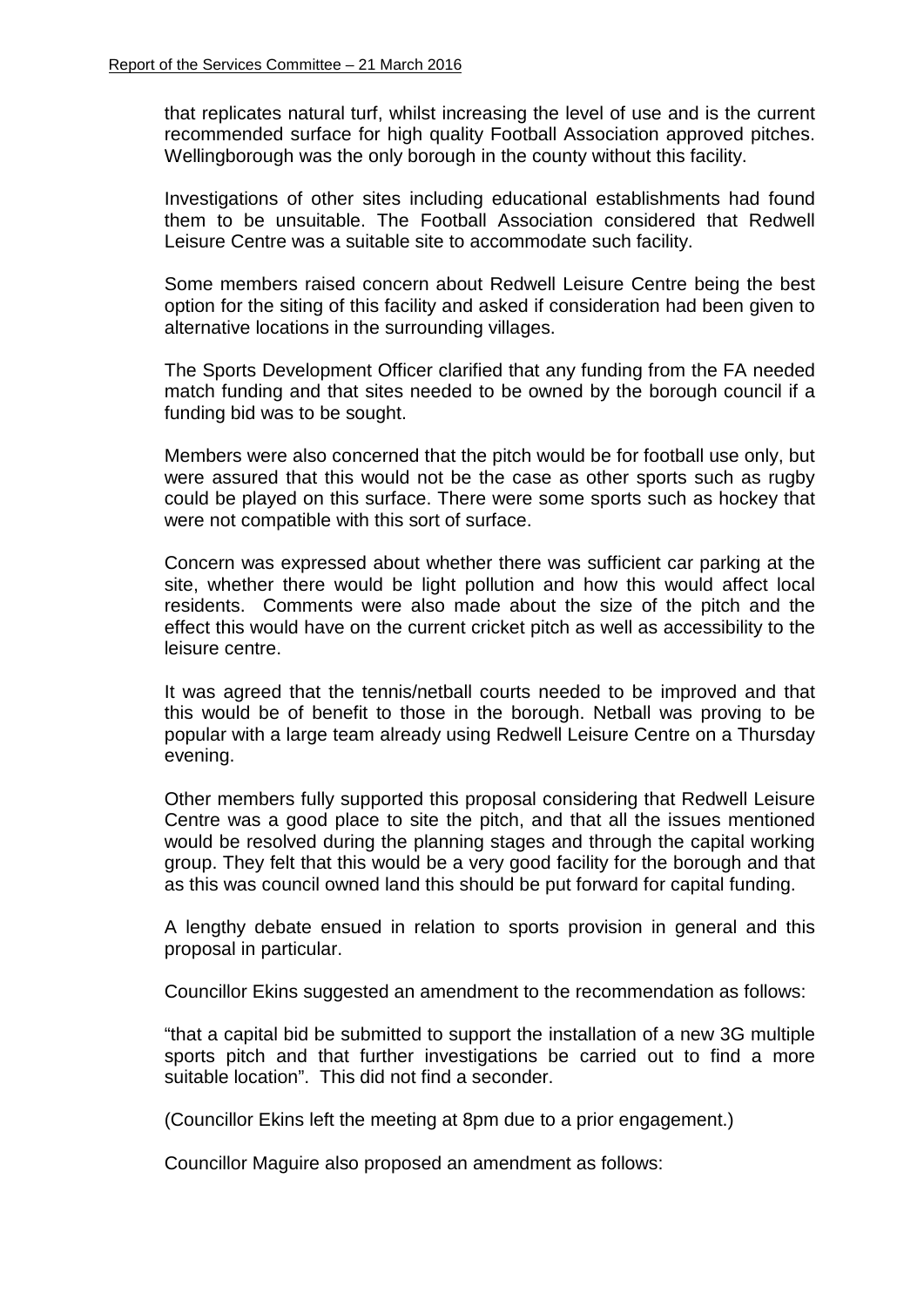that replicates natural turf, whilst increasing the level of use and is the current recommended surface for high quality Football Association approved pitches. Wellingborough was the only borough in the county without this facility.

Investigations of other sites including educational establishments had found them to be unsuitable. The Football Association considered that Redwell Leisure Centre was a suitable site to accommodate such facility.

Some members raised concern about Redwell Leisure Centre being the best option for the siting of this facility and asked if consideration had been given to alternative locations in the surrounding villages.

The Sports Development Officer clarified that any funding from the FA needed match funding and that sites needed to be owned by the borough council if a funding bid was to be sought.

Members were also concerned that the pitch would be for football use only, but were assured that this would not be the case as other sports such as rugby could be played on this surface. There were some sports such as hockey that were not compatible with this sort of surface.

Concern was expressed about whether there was sufficient car parking at the site, whether there would be light pollution and how this would affect local residents. Comments were also made about the size of the pitch and the effect this would have on the current cricket pitch as well as accessibility to the leisure centre.

It was agreed that the tennis/netball courts needed to be improved and that this would be of benefit to those in the borough. Netball was proving to be popular with a large team already using Redwell Leisure Centre on a Thursday evening.

Other members fully supported this proposal considering that Redwell Leisure Centre was a good place to site the pitch, and that all the issues mentioned would be resolved during the planning stages and through the capital working group. They felt that this would be a very good facility for the borough and that as this was council owned land this should be put forward for capital funding.

A lengthy debate ensued in relation to sports provision in general and this proposal in particular.

Councillor Ekins suggested an amendment to the recommendation as follows:

"that a capital bid be submitted to support the installation of a new 3G multiple sports pitch and that further investigations be carried out to find a more suitable location". This did not find a seconder.

(Councillor Ekins left the meeting at 8pm due to a prior engagement.)

Councillor Maguire also proposed an amendment as follows: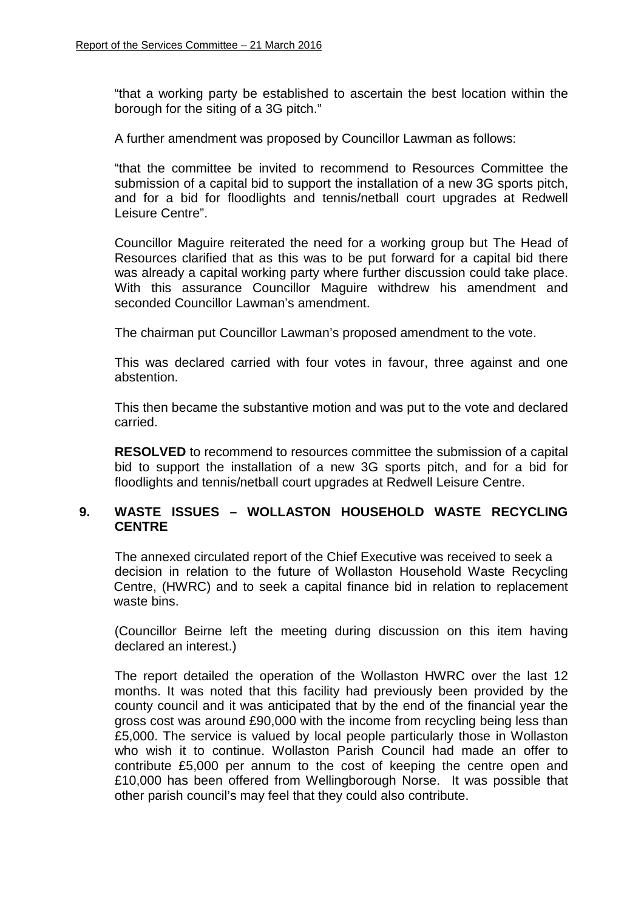"that a working party be established to ascertain the best location within the borough for the siting of a 3G pitch."

A further amendment was proposed by Councillor Lawman as follows:

"that the committee be invited to recommend to Resources Committee the submission of a capital bid to support the installation of a new 3G sports pitch, and for a bid for floodlights and tennis/netball court upgrades at Redwell Leisure Centre".

Councillor Maguire reiterated the need for a working group but The Head of Resources clarified that as this was to be put forward for a capital bid there was already a capital working party where further discussion could take place. With this assurance Councillor Maguire withdrew his amendment and seconded Councillor Lawman's amendment.

The chairman put Councillor Lawman's proposed amendment to the vote.

This was declared carried with four votes in favour, three against and one abstention.

This then became the substantive motion and was put to the vote and declared carried.

**RESOLVED** to recommend to resources committee the submission of a capital bid to support the installation of a new 3G sports pitch, and for a bid for floodlights and tennis/netball court upgrades at Redwell Leisure Centre.

## 9. WASTE ISSUES – WOLLASTON HOUSEHOLD WASTE RECYCLING CENTRE

The annexed circulated report of the Chief Executive was received to seek a decision in relation to the future of Wollaston Household Waste Recycling Centre, (HWRC) and to seek a capital finance bid in relation to replacement waste bins.

(Councillor Beirne left the meeting during discussion on this item having declared an interest.)

The report detailed the operation of the Wollaston HWRC over the last 12 months. It was noted that this facility had previously been provided by the county council and it was anticipated that by the end of the financial year the gross cost was around £90,000 with the income from recycling being less than £5,000. The service is valued by local people particularly those in Wollaston who wish it to continue. Wollaston Parish Council had made an offer to contribute £5,000 per annum to the cost of keeping the centre open and £10,000 has been offered from Wellingborough Norse. It was possible that other parish council's may feel that they could also contribute.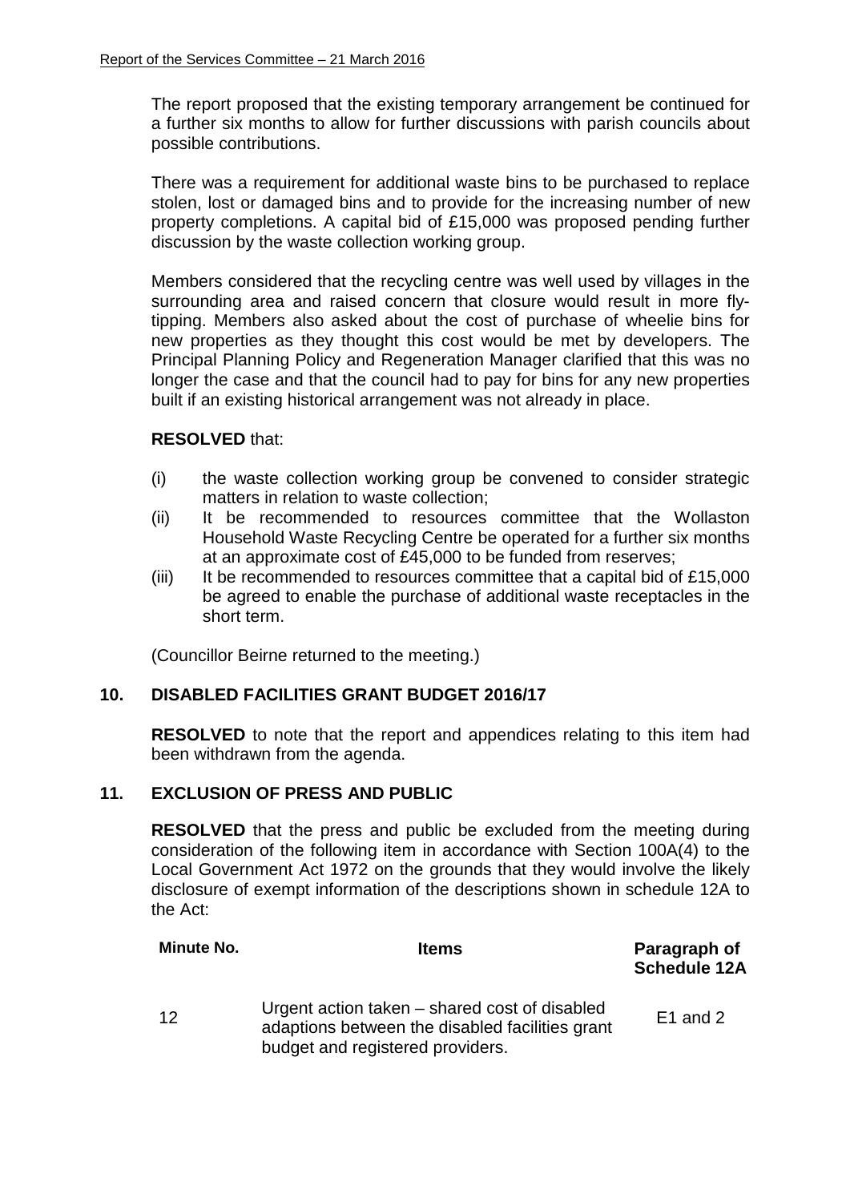The report proposed that the existing temporary arrangement be continued for a further six months to allow for further discussions with parish councils about possible contributions.

There was a requirement for additional waste bins to be purchased to replace stolen, lost or damaged bins and to provide for the increasing number of new property completions. A capital bid of £15,000 was proposed pending further discussion by the waste collection working group.

Members considered that the recycling centre was well used by villages in the surrounding area and raised concern that closure would result in more fly-tipping. Members also asked about the cost of purchase of wheelie bins for new properties as they thought this cost would be met by developers. The Principal Planning Policy and Regeneration Manager clarified that this was no longer the case and that the council had to pay for bins for any new properties built if an existing historical arrangement was not already in place.

**RESOLVED** that:

(i) the waste collection working group be convened to consider strategic matters in relation to waste collection;
(ii) It be recommended to resources committee that the Wollaston Household Waste Recycling Centre be operated for a further six months at an approximate cost of £45,000 to be funded from reserves;
(iii) It be recommended to resources committee that a capital bid of £15,000 be agreed to enable the purchase of additional waste receptacles in the short term.

(Councillor Beirne returned to the meeting.)

## 10. DISABLED FACILITIES GRANT BUDGET 2016/17

**RESOLVED** to note that the report and appendices relating to this item had been withdrawn from the agenda.

## 11. EXCLUSION OF PRESS AND PUBLIC

**RESOLVED** that the press and public be excluded from the meeting during consideration of the following item in accordance with Section 100A(4) to the Local Government Act 1972 on the grounds that they would involve the likely disclosure of exempt information of the descriptions shown in schedule 12A to the Act:

| Minute No. | Items | Paragraph of Schedule 12A |
|---|---|---|
| 12 | Urgent action taken – shared cost of disabled adaptions between the disabled facilities grant budget and registered providers. | E1 and 2 |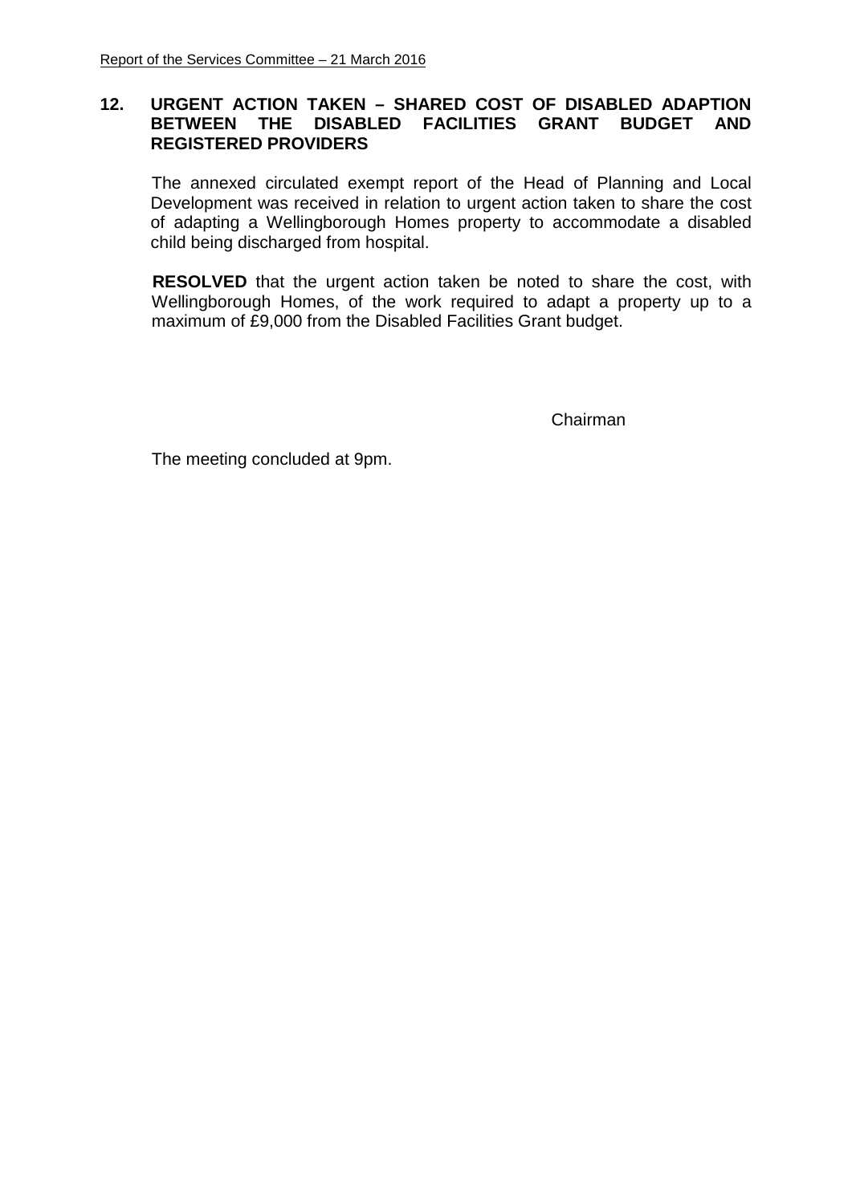## 12. URGENT ACTION TAKEN – SHARED COST OF DISABLED ADAPTION BETWEEN THE DISABLED FACILITIES GRANT BUDGET AND REGISTERED PROVIDERS

The annexed circulated exempt report of the Head of Planning and Local Development was received in relation to urgent action taken to share the cost of adapting a Wellingborough Homes property to accommodate a disabled child being discharged from hospital.

**RESOLVED** that the urgent action taken be noted to share the cost, with Wellingborough Homes, of the work required to adapt a property up to a maximum of £9,000 from the Disabled Facilities Grant budget.

Chairman

The meeting concluded at 9pm.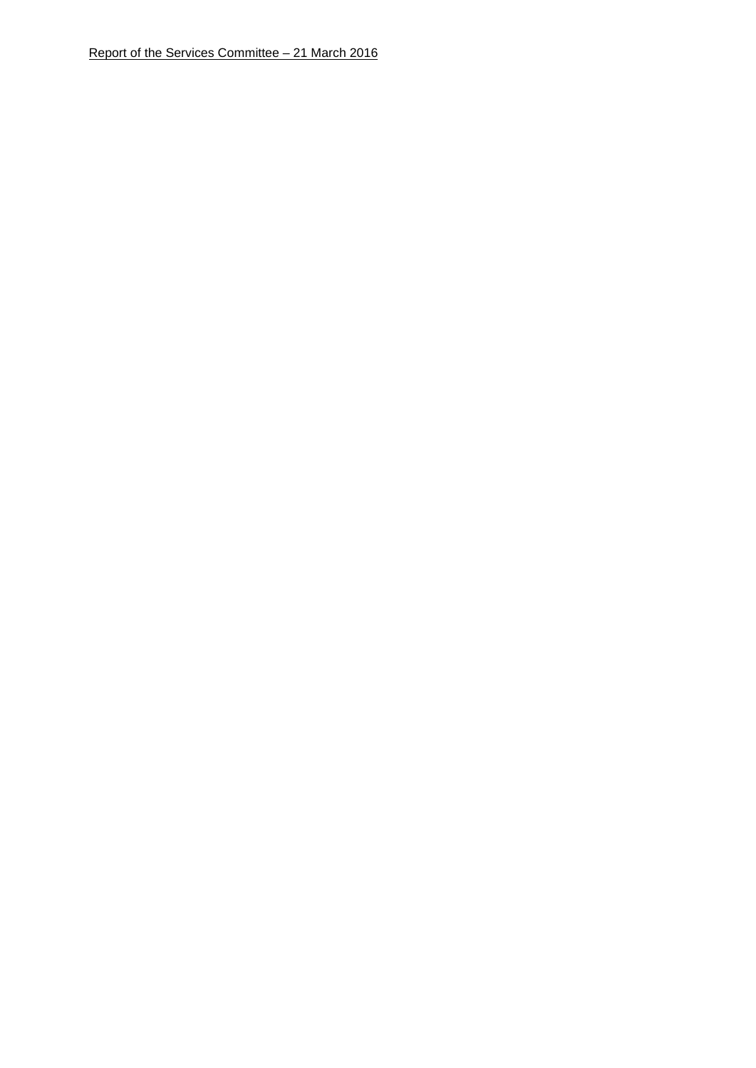Report of the Services Committee – 21 March 2016